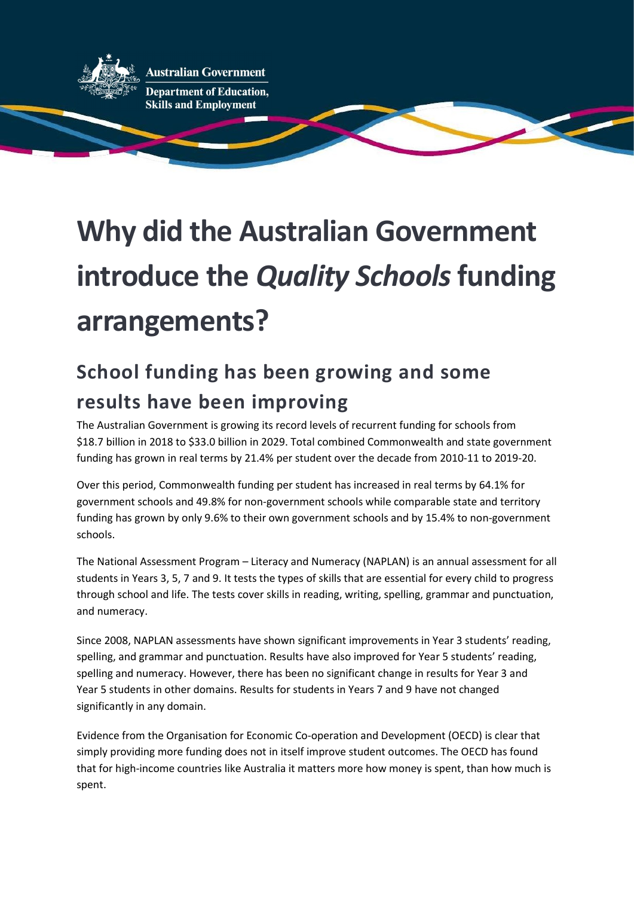Australian Government

Department of Education, Skills and Employment

# Why did the Australian Government introduce the *Quality Schools* funding arrangements?

## School funding has been growing and some results have been improving

The Australian Government is growing its record levels of recurrent funding for schools from $18.7 billion in 2018 to $33.0 billion in 2029. Total combined Commonwealth and state government funding has grown in real terms by 21.4% per student over the decade from 2010-11 to 2019-20.

Over this period, Commonwealth funding per student has increased in real terms by 64.1% for government schools and 49.8% for non-government schools while comparable state and territory funding has grown by only 9.6% to their own government schools and by 15.4% to non-government schools.

The National Assessment Program – Literacy and Numeracy (NAPLAN) is an annual assessment for all students in Years 3, 5, 7 and 9. It tests the types of skills that are essential for every child to progress through school and life. The tests cover skills in reading, writing, spelling, grammar and punctuation, and numeracy.

Since 2008, NAPLAN assessments have shown significant improvements in Year 3 students' reading, spelling, and grammar and punctuation. Results have also improved for Year 5 students' reading, spelling and numeracy. However, there has been no significant change in results for Year 3 and Year 5 students in other domains. Results for students in Years 7 and 9 have not changed significantly in any domain.

Evidence from the Organisation for Economic Co-operation and Development (OECD) is clear that simply providing more funding does not in itself improve student outcomes. The OECD has found that for high-income countries like Australia it matters more how money is spent, than how much is spent.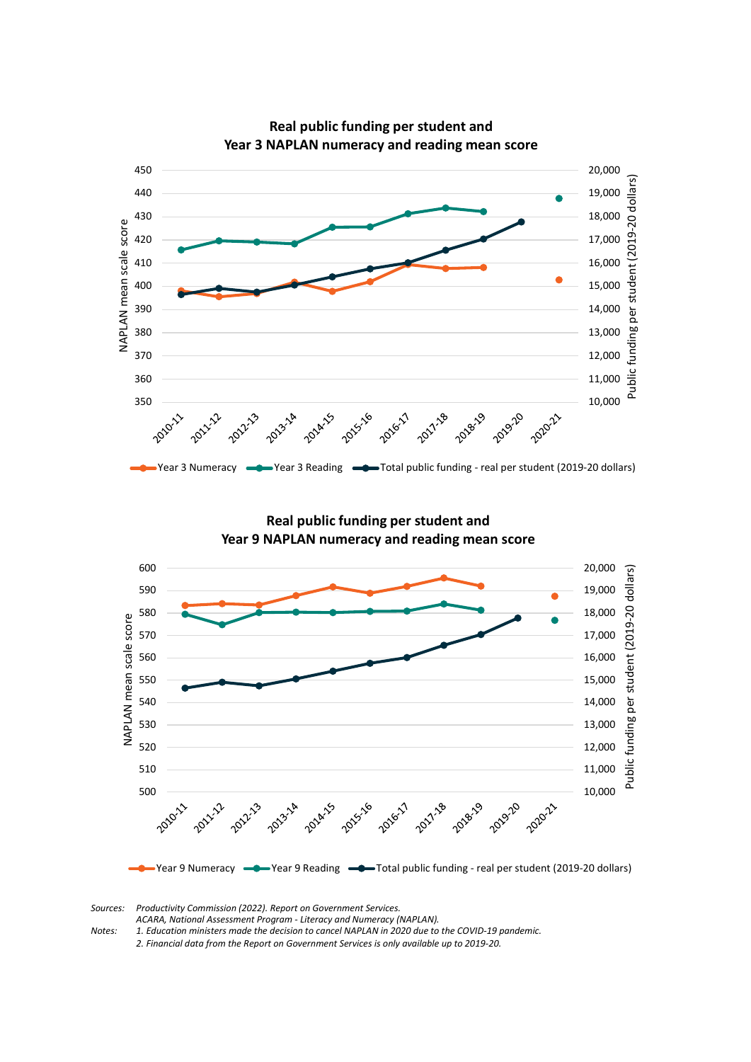**Real public funding per student and**
**Year 3 NAPLAN numeracy and reading mean score**

NAPLAN mean scale score

450
440
430
420
410
400
390
380
370
360
350

Public funding per student (2019-20 dollars)

20,000
19,000
18,000
17,000
16,000
15,000
14,000
13,000
12,000
11,000
10,000

2010-11
2011-12
2012-13
2013-14
2014-15
2015-16
2016-17
2017-18
2018-19
2019-20
2020-21

Year 3 Numeracy
Year 3 Reading
Total public funding - real per student (2019-20 dollars)

**Real public funding per student and**
**Year 9 NAPLAN numeracy and reading mean score**

NAPLAN mean scale score

600
590
580
570
560
550
540
530
520
510
500

Public funding per student (2019-20 dollars)

20,000
19,000
18,000
17,000
16,000
15,000
14,000
13,000
12,000
11,000
10,000

2010-11
2011-12
2012-13
2013-14
2014-15
2015-16
2016-17
2017-18
2018-19
2019-20
2020-21

Year 9 Numeracy
Year 9 Reading
Total public funding - real per student (2019-20 dollars)

*Sources:* *Productivity Commission (2022). Report on Government Services.*
*ACARA, National Assessment Program - Literacy and Numeracy (NAPLAN).*

*Notes:* *1. Education ministers made the decision to cancel NAPLAN in 2020 due to the COVID-19 pandemic.*
*2. Financial data from the Report on Government Services is only available up to 2019-20.*